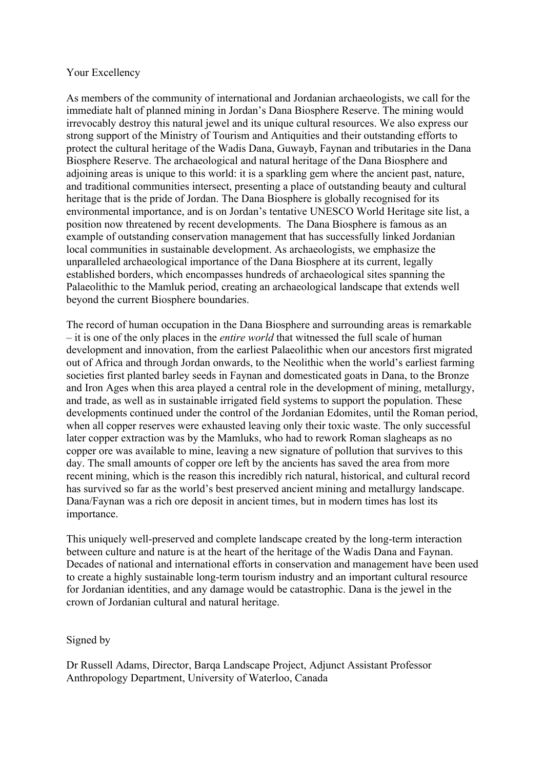Your Excellency

As members of the community of international and Jordanian archaeologists, we call for the immediate halt of planned mining in Jordan's Dana Biosphere Reserve. The mining would irrevocably destroy this natural jewel and its unique cultural resources. We also express our strong support of the Ministry of Tourism and Antiquities and their outstanding efforts to protect the cultural heritage of the Wadis Dana, Guwayb, Faynan and tributaries in the Dana Biosphere Reserve. The archaeological and natural heritage of the Dana Biosphere and adjoining areas is unique to this world: it is a sparkling gem where the ancient past, nature, and traditional communities intersect, presenting a place of outstanding beauty and cultural heritage that is the pride of Jordan. The Dana Biosphere is globally recognised for its environmental importance, and is on Jordan's tentative UNESCO World Heritage site list, a position now threatened by recent developments. The Dana Biosphere is famous as an example of outstanding conservation management that has successfully linked Jordanian local communities in sustainable development. As archaeologists, we emphasize the unparalleled archaeological importance of the Dana Biosphere at its current, legally established borders, which encompasses hundreds of archaeological sites spanning the Palaeolithic to the Mamluk period, creating an archaeological landscape that extends well beyond the current Biosphere boundaries.

The record of human occupation in the Dana Biosphere and surrounding areas is remarkable – it is one of the only places in the *entire world* that witnessed the full scale of human development and innovation, from the earliest Palaeolithic when our ancestors first migrated out of Africa and through Jordan onwards, to the Neolithic when the world's earliest farming societies first planted barley seeds in Faynan and domesticated goats in Dana, to the Bronze and Iron Ages when this area played a central role in the development of mining, metallurgy, and trade, as well as in sustainable irrigated field systems to support the population. These developments continued under the control of the Jordanian Edomites, until the Roman period, when all copper reserves were exhausted leaving only their toxic waste. The only successful later copper extraction was by the Mamluks, who had to rework Roman slagheaps as no copper ore was available to mine, leaving a new signature of pollution that survives to this day. The small amounts of copper ore left by the ancients has saved the area from more recent mining, which is the reason this incredibly rich natural, historical, and cultural record has survived so far as the world's best preserved ancient mining and metallurgy landscape. Dana/Faynan was a rich ore deposit in ancient times, but in modern times has lost its importance.

This uniquely well-preserved and complete landscape created by the long-term interaction between culture and nature is at the heart of the heritage of the Wadis Dana and Faynan. Decades of national and international efforts in conservation and management have been used to create a highly sustainable long-term tourism industry and an important cultural resource for Jordanian identities, and any damage would be catastrophic. Dana is the jewel in the crown of Jordanian cultural and natural heritage.

Signed by

Dr Russell Adams, Director, Barqa Landscape Project, Adjunct Assistant Professor Anthropology Department, University of Waterloo, Canada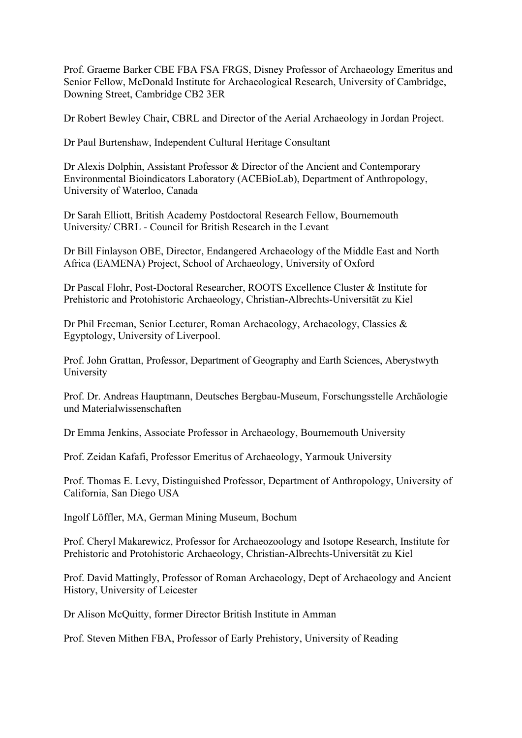Prof. Graeme Barker CBE FBA FSA FRGS, Disney Professor of Archaeology Emeritus and Senior Fellow, McDonald Institute for Archaeological Research, University of Cambridge, Downing Street, Cambridge CB2 3ER

Dr Robert Bewley Chair, CBRL and Director of the Aerial Archaeology in Jordan Project.

Dr Paul Burtenshaw, Independent Cultural Heritage Consultant

Dr Alexis Dolphin, Assistant Professor & Director of the Ancient and Contemporary Environmental Bioindicators Laboratory (ACEBioLab), Department of Anthropology, University of Waterloo, Canada

Dr Sarah Elliott, British Academy Postdoctoral Research Fellow, Bournemouth University/ CBRL - Council for British Research in the Levant

Dr Bill Finlayson OBE, Director, Endangered Archaeology of the Middle East and North Africa (EAMENA) Project, School of Archaeology, University of Oxford

Dr Pascal Flohr, Post-Doctoral Researcher, ROOTS Excellence Cluster & Institute for Prehistoric and Protohistoric Archaeology, Christian-Albrechts-Universität zu Kiel

Dr Phil Freeman, Senior Lecturer, Roman Archaeology, Archaeology, Classics & Egyptology, University of Liverpool.

Prof. John Grattan, Professor, Department of Geography and Earth Sciences, Aberystwyth University

Prof. Dr. Andreas Hauptmann, Deutsches Bergbau-Museum, Forschungsstelle Archäologie und Materialwissenschaften

Dr Emma Jenkins, Associate Professor in Archaeology, Bournemouth University

Prof. Zeidan Kafafi, Professor Emeritus of Archaeology, Yarmouk University

Prof. Thomas E. Levy, Distinguished Professor, Department of Anthropology, University of California, San Diego USA

Ingolf Löffler, MA, German Mining Museum, Bochum

Prof. Cheryl Makarewicz, Professor for Archaeozoology and Isotope Research, Institute for Prehistoric and Protohistoric Archaeology, Christian-Albrechts-Universität zu Kiel

Prof. David Mattingly, Professor of Roman Archaeology, Dept of Archaeology and Ancient History, University of Leicester

Dr Alison McQuitty, former Director British Institute in Amman

Prof. Steven Mithen FBA, Professor of Early Prehistory, University of Reading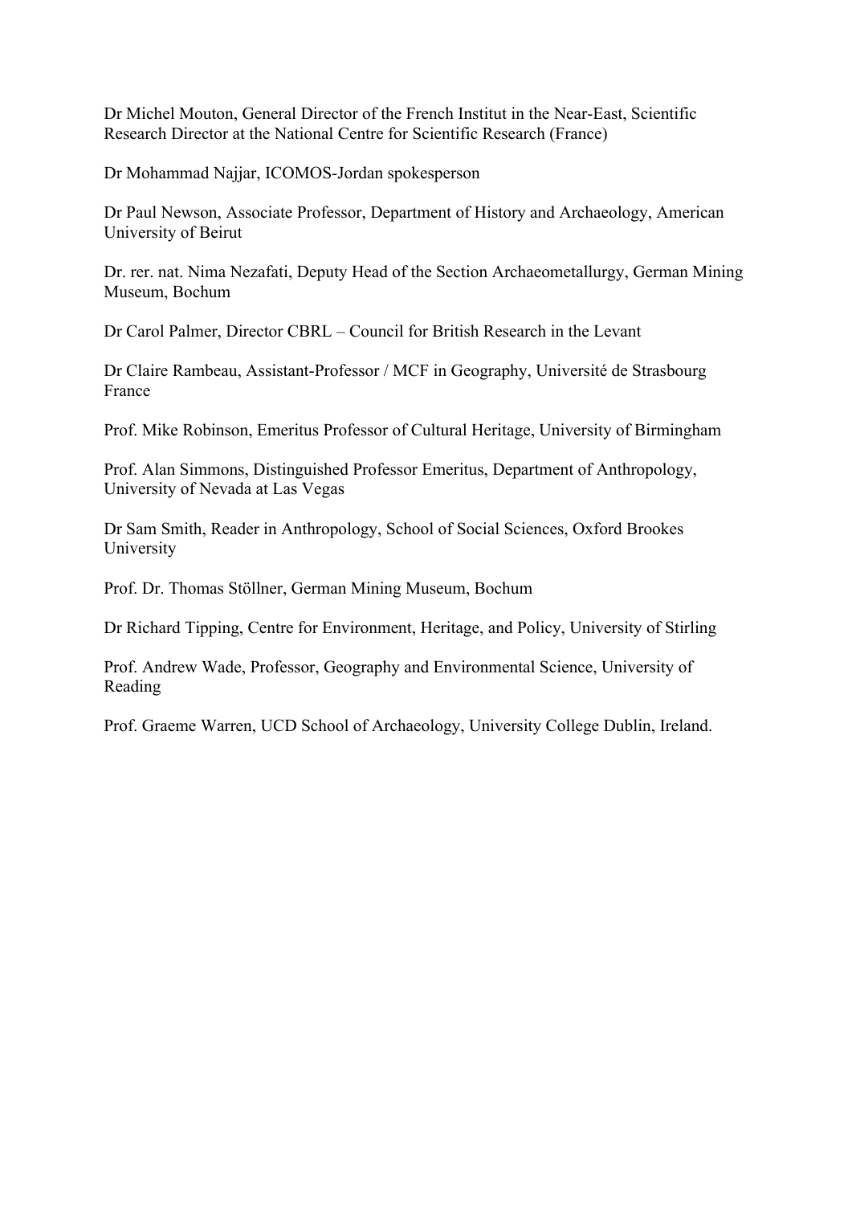Dr Michel Mouton, General Director of the French Institut in the Near-East, Scientific Research Director at the National Centre for Scientific Research (France)

Dr Mohammad Najjar, ICOMOS-Jordan spokesperson

Dr Paul Newson, Associate Professor, Department of History and Archaeology, American University of Beirut

Dr. rer. nat. Nima Nezafati, Deputy Head of the Section Archaeometallurgy, German Mining Museum, Bochum

Dr Carol Palmer, Director CBRL – Council for British Research in the Levant

Dr Claire Rambeau, Assistant-Professor / MCF in Geography, Université de Strasbourg France

Prof. Mike Robinson, Emeritus Professor of Cultural Heritage, University of Birmingham

Prof. Alan Simmons, Distinguished Professor Emeritus, Department of Anthropology, University of Nevada at Las Vegas

Dr Sam Smith, Reader in Anthropology, School of Social Sciences, Oxford Brookes University

Prof. Dr. Thomas Stöllner, German Mining Museum, Bochum

Dr Richard Tipping, Centre for Environment, Heritage, and Policy, University of Stirling

Prof. Andrew Wade, Professor, Geography and Environmental Science, University of Reading

Prof. Graeme Warren, UCD School of Archaeology, University College Dublin, Ireland.